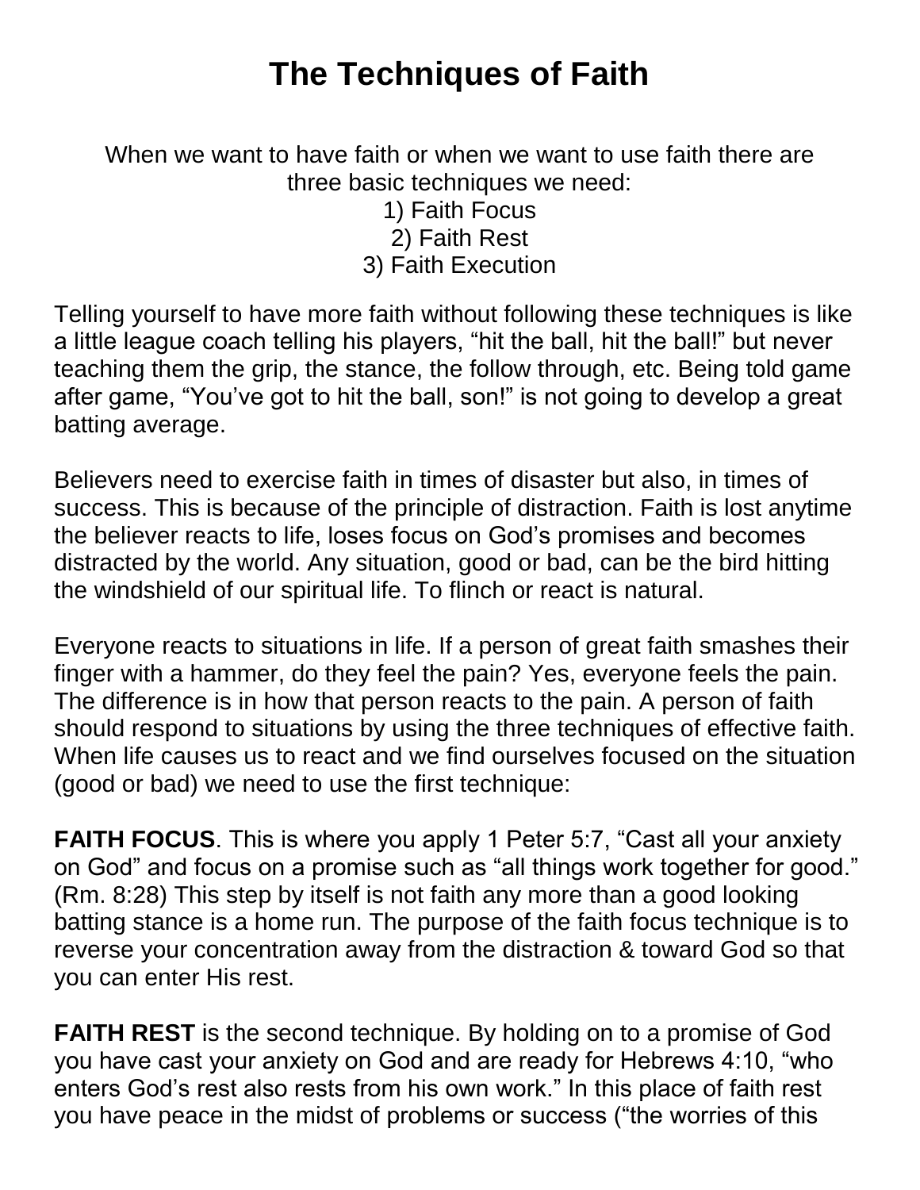# The Techniques of Faith

When we want to have faith or when we want to use faith there are three basic techniques we need:

1) Faith Focus
2) Faith Rest
3) Faith Execution

Telling yourself to have more faith without following these techniques is like a little league coach telling his players, "hit the ball, hit the ball!" but never teaching them the grip, the stance, the follow through, etc. Being told game after game, "You've got to hit the ball, son!" is not going to develop a great batting average.

Believers need to exercise faith in times of disaster but also, in times of success. This is because of the principle of distraction. Faith is lost anytime the believer reacts to life, loses focus on God's promises and becomes distracted by the world. Any situation, good or bad, can be the bird hitting the windshield of our spiritual life. To flinch or react is natural.

Everyone reacts to situations in life. If a person of great faith smashes their finger with a hammer, do they feel the pain? Yes, everyone feels the pain. The difference is in how that person reacts to the pain. A person of faith should respond to situations by using the three techniques of effective faith. When life causes us to react and we find ourselves focused on the situation (good or bad) we need to use the first technique:

**FAITH FOCUS**. This is where you apply 1 Peter 5:7, "Cast all your anxiety on God" and focus on a promise such as "all things work together for good." (Rm. 8:28) This step by itself is not faith any more than a good looking batting stance is a home run. The purpose of the faith focus technique is to reverse your concentration away from the distraction & toward God so that you can enter His rest.

**FAITH REST** is the second technique. By holding on to a promise of God you have cast your anxiety on God and are ready for Hebrews 4:10, "who enters God's rest also rests from his own work." In this place of faith rest you have peace in the midst of problems or success ("the worries of this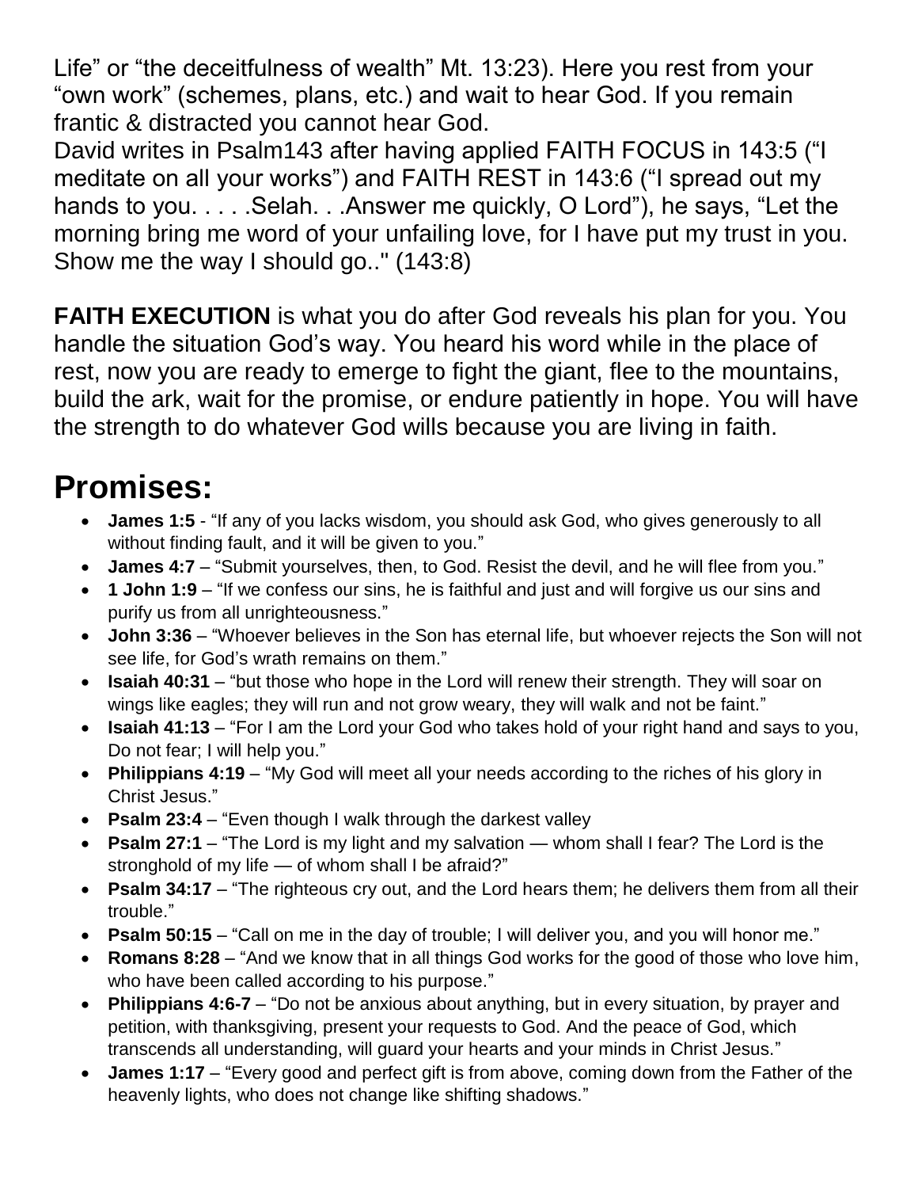Life" or "the deceitfulness of wealth" Mt. 13:23). Here you rest from your "own work" (schemes, plans, etc.) and wait to hear God. If you remain frantic & distracted you cannot hear God.
David writes in Psalm143 after having applied FAITH FOCUS in 143:5 ("I meditate on all your works") and FAITH REST in 143:6 ("I spread out my hands to you. . . . .Selah. . .Answer me quickly, O Lord"), he says, "Let the morning bring me word of your unfailing love, for I have put my trust in you. Show me the way I should go.." (143:8)

**FAITH EXECUTION** is what you do after God reveals his plan for you. You handle the situation God's way. You heard his word while in the place of rest, now you are ready to emerge to fight the giant, flee to the mountains, build the ark, wait for the promise, or endure patiently in hope. You will have the strength to do whatever God wills because you are living in faith.

# Promises:

- **James 1:5** - "If any of you lacks wisdom, you should ask God, who gives generously to all without finding fault, and it will be given to you."
- **James 4:7** – "Submit yourselves, then, to God. Resist the devil, and he will flee from you."
- **1 John 1:9** – "If we confess our sins, he is faithful and just and will forgive us our sins and purify us from all unrighteousness."
- **John 3:36** – "Whoever believes in the Son has eternal life, but whoever rejects the Son will not see life, for God's wrath remains on them."
- **Isaiah 40:31** – "but those who hope in the Lord will renew their strength. They will soar on wings like eagles; they will run and not grow weary, they will walk and not be faint."
- **Isaiah 41:13** – "For I am the Lord your God who takes hold of your right hand and says to you, Do not fear; I will help you."
- **Philippians 4:19** – "My God will meet all your needs according to the riches of his glory in Christ Jesus."
- **Psalm 23:4** – "Even though I walk through the darkest valley
- **Psalm 27:1** – "The Lord is my light and my salvation — whom shall I fear? The Lord is the stronghold of my life — of whom shall I be afraid?"
- **Psalm 34:17** – "The righteous cry out, and the Lord hears them; he delivers them from all their trouble."
- **Psalm 50:15** – "Call on me in the day of trouble; I will deliver you, and you will honor me."
- **Romans 8:28** – "And we know that in all things God works for the good of those who love him, who have been called according to his purpose."
- **Philippians 4:6-7** – "Do not be anxious about anything, but in every situation, by prayer and petition, with thanksgiving, present your requests to God. And the peace of God, which transcends all understanding, will guard your hearts and your minds in Christ Jesus."
- **James 1:17** – "Every good and perfect gift is from above, coming down from the Father of the heavenly lights, who does not change like shifting shadows."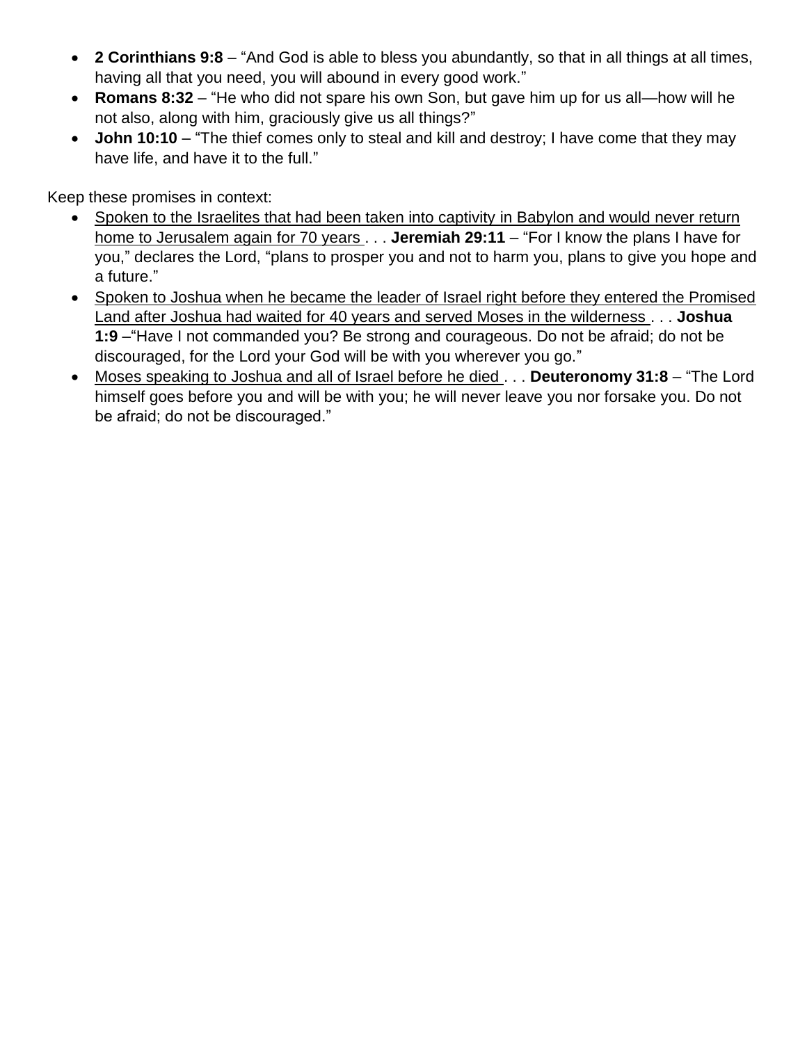- **2 Corinthians 9:8** – "And God is able to bless you abundantly, so that in all things at all times, having all that you need, you will abound in every good work."
- **Romans 8:32** – "He who did not spare his own Son, but gave him up for us all—how will he not also, along with him, graciously give us all things?"
- **John 10:10** – "The thief comes only to steal and kill and destroy; I have come that they may have life, and have it to the full."

Keep these promises in context:

- <u>Spoken to the Israelites that had been taken into captivity in Babylon and would never return home to Jerusalem again for 70 years</u> . . . **Jeremiah 29:11** – "For I know the plans I have for you," declares the Lord, "plans to prosper you and not to harm you, plans to give you hope and a future."
- <u>Spoken to Joshua when he became the leader of Israel right before they entered the Promised Land after Joshua had waited for 40 years and served Moses in the wilderness</u> . . . **Joshua 1:9** –"Have I not commanded you? Be strong and courageous. Do not be afraid; do not be discouraged, for the Lord your God will be with you wherever you go."
- <u>Moses speaking to Joshua and all of Israel before he died</u> . . . **Deuteronomy 31:8** – "The Lord himself goes before you and will be with you; he will never leave you nor forsake you. Do not be afraid; do not be discouraged."